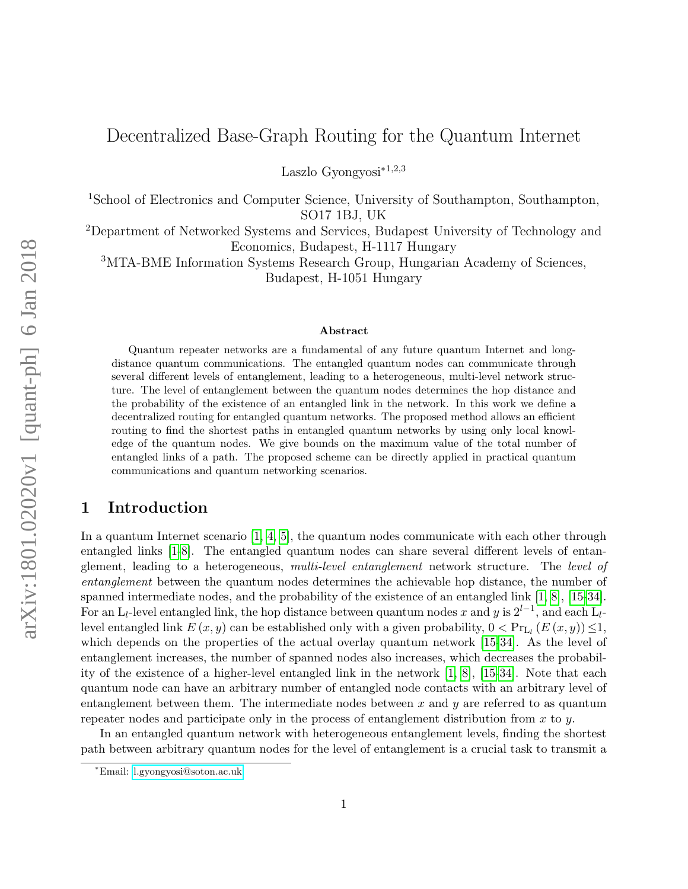# Decentralized Base-Graph Routing for the Quantum Internet

Laszlo Gyongyosi*[1,2,3]

[1]School of Electronics and Computer Science, University of Southampton, Southampton, SO17 1BJ, UK

[2]Department of Networked Systems and Services, Budapest University of Technology and Economics, Budapest, H-1117 Hungary

[3]MTA-BME Information Systems Research Group, Hungarian Academy of Sciences, Budapest, H-1051 Hungary

### Abstract

Quantum repeater networks are a fundamental of any future quantum Internet and long-distance quantum communications. The entangled quantum nodes can communicate through several different levels of entanglement, leading to a heterogeneous, multi-level network structure. The level of entanglement between the quantum nodes determines the hop distance and the probability of the existence of an entangled link in the network. In this work we define a decentralized routing for entangled quantum networks. The proposed method allows an efficient routing to find the shortest paths in entangled quantum networks by using only local knowledge of the quantum nodes. We give bounds on the maximum value of the total number of entangled links of a path. The proposed scheme can be directly applied in practical quantum communications and quantum networking scenarios.

## 1 Introduction

In a quantum Internet scenario [1, 4, 5], the quantum nodes communicate with each other through entangled links [1-8]. The entangled quantum nodes can share several different levels of entanglement, leading to a heterogeneous, *multi-level entanglement* network structure. The *level of entanglement* between the quantum nodes determines the achievable hop distance, the number of spanned intermediate nodes, and the probability of the existence of an entangled link [1, 8], [15-34]. For an $\mathrm{L}_l$-level entangled link, the hop distance between quantum nodes $x$ and $y$ is $2^{l-1}$, and each $\mathrm{L}_l$-level entangled link $E(x,y)$ can be established only with a given probability, $0 < \Pr_{\mathrm{L}_l}(E(x,y)) \leq 1$, which depends on the properties of the actual overlay quantum network [15-34]. As the level of entanglement increases, the number of spanned nodes also increases, which decreases the probability of the existence of a higher-level entangled link in the network [1, 8], [15-34]. Note that each quantum node can have an arbitrary number of entangled node contacts with an arbitrary level of entanglement between them. The intermediate nodes between $x$ and $y$ are referred to as quantum repeater nodes and participate only in the process of entanglement distribution from $x$ to $y$.

In an entangled quantum network with heterogeneous entanglement levels, finding the shortest path between arbitrary quantum nodes for the level of entanglement is a crucial task to transmit a

*Email: l.gyongyosi@soton.ac.uk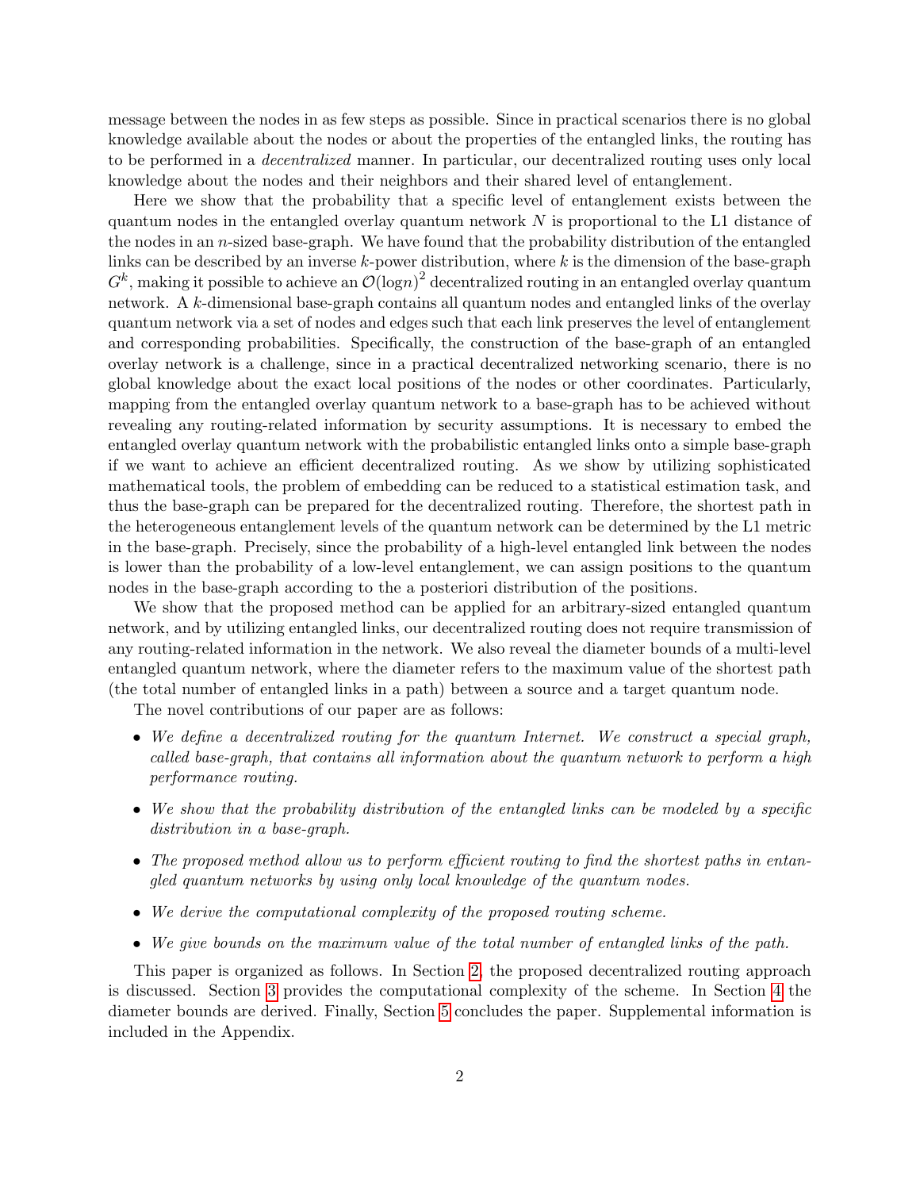message between the nodes in as few steps as possible. Since in practical scenarios there is no global knowledge available about the nodes or about the properties of the entangled links, the routing has to be performed in a *decentralized* manner. In particular, our decentralized routing uses only local knowledge about the nodes and their neighbors and their shared level of entanglement.

Here we show that the probability that a specific level of entanglement exists between the quantum nodes in the entangled overlay quantum network $N$ is proportional to the L1 distance of the nodes in an $n$-sized base-graph. We have found that the probability distribution of the entangled links can be described by an inverse $k$-power distribution, where $k$ is the dimension of the base-graph $G^k$, making it possible to achieve an $\mathcal{O}(\log n)^2$ decentralized routing in an entangled overlay quantum network. A $k$-dimensional base-graph contains all quantum nodes and entangled links of the overlay quantum network via a set of nodes and edges such that each link preserves the level of entanglement and corresponding probabilities. Specifically, the construction of the base-graph of an entangled overlay network is a challenge, since in a practical decentralized networking scenario, there is no global knowledge about the exact local positions of the nodes or other coordinates. Particularly, mapping from the entangled overlay quantum network to a base-graph has to be achieved without revealing any routing-related information by security assumptions. It is necessary to embed the entangled overlay quantum network with the probabilistic entangled links onto a simple base-graph if we want to achieve an efficient decentralized routing. As we show by utilizing sophisticated mathematical tools, the problem of embedding can be reduced to a statistical estimation task, and thus the base-graph can be prepared for the decentralized routing. Therefore, the shortest path in the heterogeneous entanglement levels of the quantum network can be determined by the L1 metric in the base-graph. Precisely, since the probability of a high-level entangled link between the nodes is lower than the probability of a low-level entanglement, we can assign positions to the quantum nodes in the base-graph according to the a posteriori distribution of the positions.

We show that the proposed method can be applied for an arbitrary-sized entangled quantum network, and by utilizing entangled links, our decentralized routing does not require transmission of any routing-related information in the network. We also reveal the diameter bounds of a multi-level entangled quantum network, where the diameter refers to the maximum value of the shortest path (the total number of entangled links in a path) between a source and a target quantum node.

The novel contributions of our paper are as follows:

- *We define a decentralized routing for the quantum Internet. We construct a special graph, called base-graph, that contains all information about the quantum network to perform a high performance routing.*
- *We show that the probability distribution of the entangled links can be modeled by a specific distribution in a base-graph.*
- *The proposed method allow us to perform efficient routing to find the shortest paths in entangled quantum networks by using only local knowledge of the quantum nodes.*
- *We derive the computational complexity of the proposed routing scheme.*
- *We give bounds on the maximum value of the total number of entangled links of the path.*

This paper is organized as follows. In Section 2, the proposed decentralized routing approach is discussed. Section 3 provides the computational complexity of the scheme. In Section 4 the diameter bounds are derived. Finally, Section 5 concludes the paper. Supplemental information is included in the Appendix.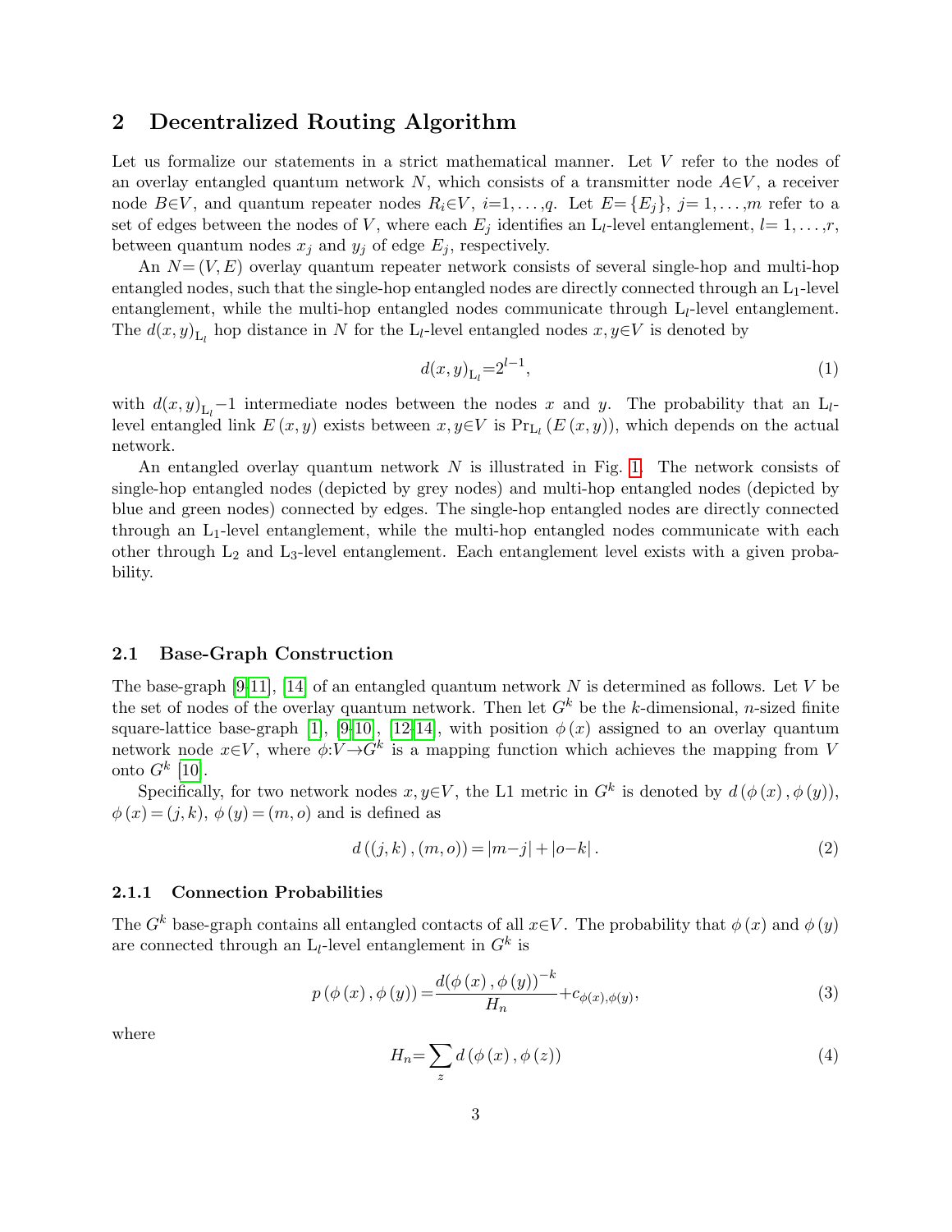## 2 Decentralized Routing Algorithm

Let us formalize our statements in a strict mathematical manner. Let $V$ refer to the nodes of an overlay entangled quantum network $N$, which consists of a transmitter node $A \in V$, a receiver node $B \in V$, and quantum repeater nodes $R_i \in V$, $i=1,\ldots,q$. Let $E=\{E_j\}$, $j=1,\ldots,m$ refer to a set of edges between the nodes of $V$, where each $E_j$ identifies an $\mathrm{L}_l$-level entanglement, $l=1,\ldots,r$, between quantum nodes $x_j$ and $y_j$ of edge $E_j$, respectively.

An $N=(V,E)$ overlay quantum repeater network consists of several single-hop and multi-hop entangled nodes, such that the single-hop entangled nodes are directly connected through an $\mathrm{L}_1$-level entanglement, while the multi-hop entangled nodes communicate through $\mathrm{L}_l$-level entanglement. The $d(x,y)_{\mathrm{L}_l}$ hop distance in $N$ for the $\mathrm{L}_l$-level entangled nodes $x,y \in V$ is denoted by

$$d(x,y)_{\mathrm{L}_l}=2^{l-1}, \tag{1}$$

with $d(x,y)_{\mathrm{L}_l}-1$ intermediate nodes between the nodes $x$ and $y$. The probability that an $\mathrm{L}_l$-level entangled link $E(x,y)$ exists between $x,y \in V$ is $\Pr_{\mathrm{L}_l}(E(x,y))$, which depends on the actual network.

An entangled overlay quantum network $N$ is illustrated in Fig. 1. The network consists of single-hop entangled nodes (depicted by grey nodes) and multi-hop entangled nodes (depicted by blue and green nodes) connected by edges. The single-hop entangled nodes are directly connected through an $\mathrm{L}_1$-level entanglement, while the multi-hop entangled nodes communicate with each other through $\mathrm{L}_2$ and $\mathrm{L}_3$-level entanglement. Each entanglement level exists with a given probability.

### 2.1 Base-Graph Construction

The base-graph [9-11], [14] of an entangled quantum network $N$ is determined as follows. Let $V$ be the set of nodes of the overlay quantum network. Then let $G^k$ be the $k$-dimensional, $n$-sized finite square-lattice base-graph [1], [9-10], [12-14], with position $\phi(x)$ assigned to an overlay quantum network node $x \in V$, where $\phi: V \to G^k$ is a mapping function which achieves the mapping from $V$ onto $G^k$ [10].

Specifically, for two network nodes $x,y \in V$, the L1 metric in $G^k$ is denoted by $d(\phi(x),\phi(y))$, $\phi(x)=(j,k)$, $\phi(y)=(m,o)$ and is defined as

$$d((j,k),(m,o))=|m-j|+|o-k|. \tag{2}$$

#### 2.1.1 Connection Probabilities

The $G^k$ base-graph contains all entangled contacts of all $x \in V$. The probability that $\phi(x)$ and $\phi(y)$ are connected through an $\mathrm{L}_l$-level entanglement in $G^k$ is

$$p(\phi(x),\phi(y))=\frac{d(\phi(x),\phi(y))^{-k}}{H_n}+c_{\phi(x),\phi(y)}, \tag{3}$$

where

$$H_n=\sum_z d(\phi(x),\phi(z)) \tag{4}$$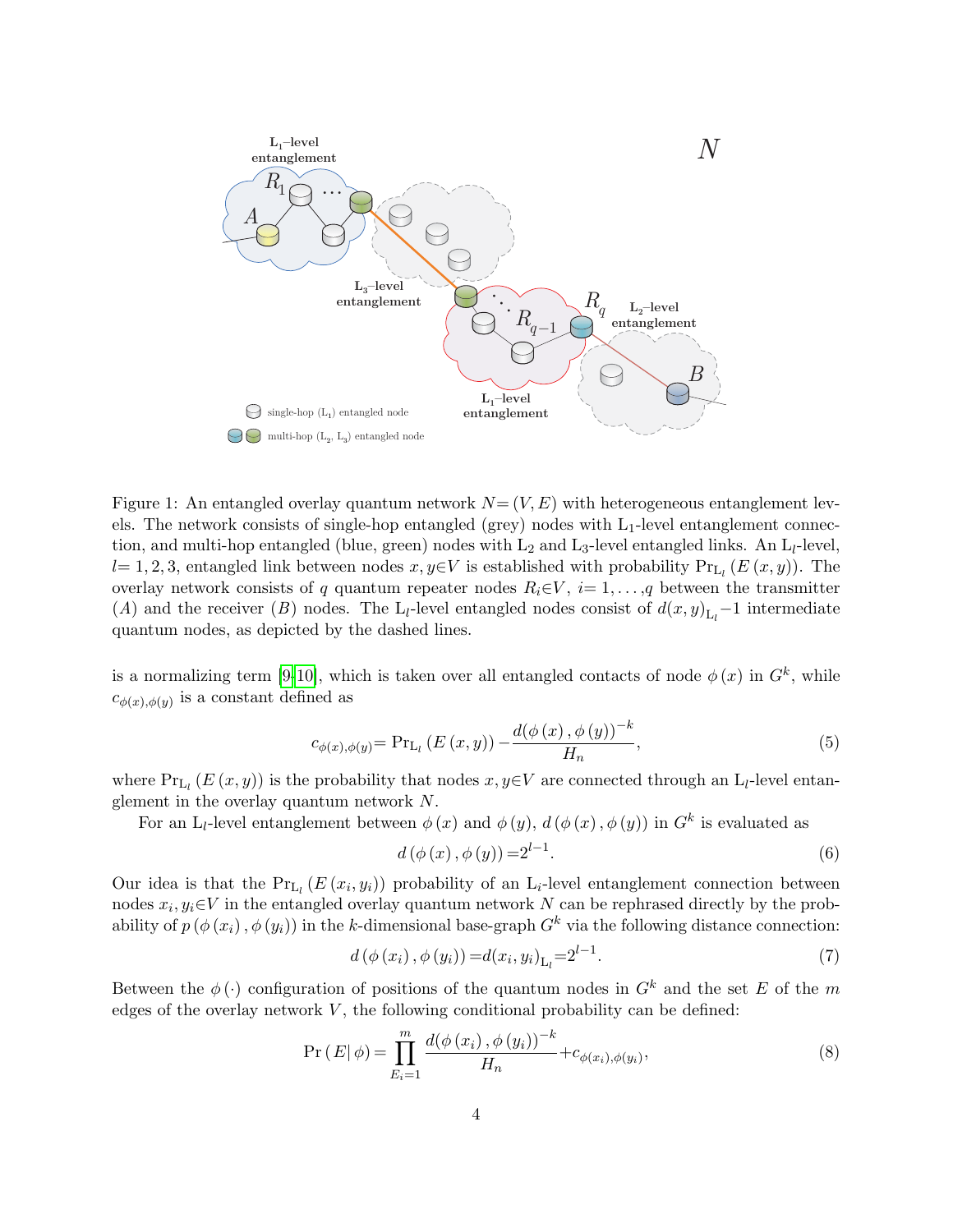Figure 1: An entangled overlay quantum network $N{=}(V,E)$ with heterogeneous entanglement levels. The network consists of single-hop entangled (grey) nodes with $\mathrm{L}_1$-level entanglement connection, and multi-hop entangled (blue, green) nodes with $\mathrm{L}_2$ and $\mathrm{L}_3$-level entangled links. An $\mathrm{L}_l$-level, $l{=}\,1,2,3$, entangled link between nodes $x,y{\in}V$ is established with probability $\Pr_{\mathrm{L}_l}\left(E\left(x,y\right)\right)$. The overlay network consists of $q$ quantum repeater nodes $R_i{\in}V$, $i{=}\,1,\ldots,q$ between the transmitter $(A)$ and the receiver $(B)$ nodes. The $\mathrm{L}_l$-level entangled nodes consist of $d(x,y)_{\mathrm{L}_l}{-}1$ intermediate quantum nodes, as depicted by the dashed lines.

is a normalizing term [9,10], which is taken over all entangled contacts of node $\phi\left(x\right)$ in $G^k$, while $c_{\phi(x),\phi(y)}$ is a constant defined as

$$c_{\phi(x),\phi(y)}{=}\Pr_{\mathrm{L}_l}\left(E\left(x,y\right)\right)-\frac{d(\phi\left(x\right),\phi\left(y\right))^{-k}}{H_n}, \tag{5}$$

where $\Pr_{\mathrm{L}_l}\left(E\left(x,y\right)\right)$ is the probability that nodes $x,y{\in}V$ are connected through an $\mathrm{L}_l$-level entanglement in the overlay quantum network $N$.

For an $\mathrm{L}_l$-level entanglement between $\phi\left(x\right)$ and $\phi\left(y\right)$, $d\left(\phi\left(x\right),\phi\left(y\right)\right)$ in $G^k$ is evaluated as

$$d\left(\phi\left(x\right),\phi\left(y\right)\right){=}2^{l-1}. \tag{6}$$

Our idea is that the $\Pr_{\mathrm{L}_l}\left(E\left(x_i,y_i\right)\right)$ probability of an $\mathrm{L}_i$-level entanglement connection between nodes $x_i,y_i{\in}V$ in the entangled overlay quantum network $N$ can be rephrased directly by the probability of $p\left(\phi\left(x_i\right),\phi\left(y_i\right)\right)$ in the $k$-dimensional base-graph $G^k$ via the following distance connection:

$$d\left(\phi\left(x_i\right),\phi\left(y_i\right)\right){=}d(x_i,y_i)_{\mathrm{L}_l}{=}2^{l-1}. \tag{7}$$

Between the $\phi\left(\cdot\right)$ configuration of positions of the quantum nodes in $G^k$ and the set $E$ of the $m$ edges of the overlay network $V$, the following conditional probability can be defined:

$$\Pr\left(E|\,\phi\right)=\prod_{E_i=1}^{m}\frac{d(\phi\left(x_i\right),\phi\left(y_i\right))^{-k}}{H_n}{+}c_{\phi(x_i),\phi(y_i)}, \tag{8}$$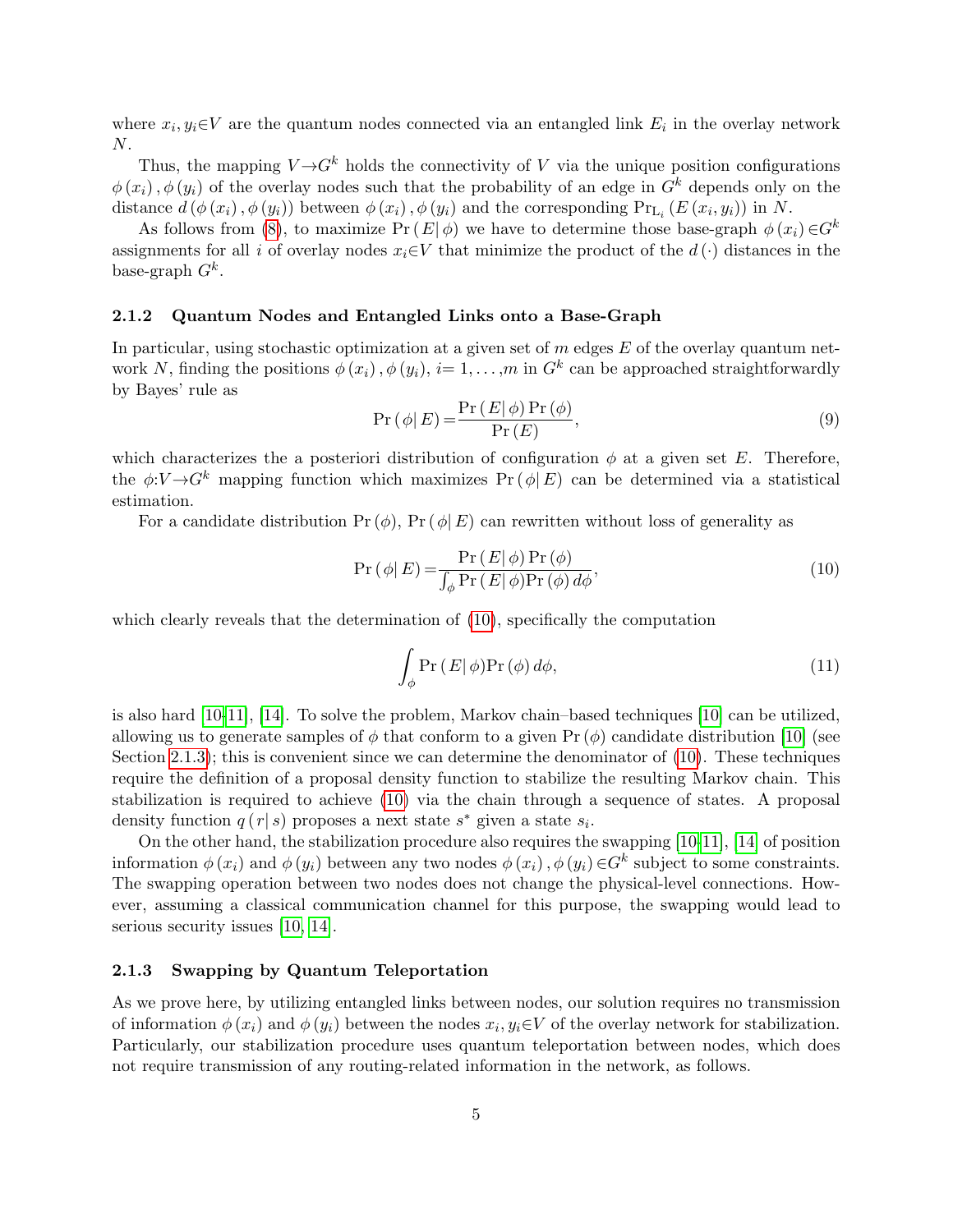where $x_i, y_i \in V$ are the quantum nodes connected via an entangled link $E_i$ in the overlay network $N$.

Thus, the mapping $V \to G^k$ holds the connectivity of $V$ via the unique position configurations $\phi(x_i), \phi(y_i)$ of the overlay nodes such that the probability of an edge in $G^k$ depends only on the distance $d(\phi(x_i), \phi(y_i))$ between $\phi(x_i), \phi(y_i)$ and the corresponding $\Pr_{\mathrm{L}_i}(E(x_i, y_i))$ in $N$.

As follows from (8), to maximize $\Pr(E|\phi)$ we have to determine those base-graph $\phi(x_i) \in G^k$ assignments for all $i$ of overlay nodes $x_i \in V$ that minimize the product of the $d(\cdot)$ distances in the base-graph $G^k$.

### 2.1.2 Quantum Nodes and Entangled Links onto a Base-Graph

In particular, using stochastic optimization at a given set of $m$ edges $E$ of the overlay quantum network $N$, finding the positions $\phi(x_i), \phi(y_i)$, $i=1,\ldots,m$ in $G^k$ can be approached straightforwardly by Bayes' rule as

$$\Pr(\phi|E) = \frac{\Pr(E|\phi)\Pr(\phi)}{\Pr(E)}, \tag{9}$$

which characterizes the a posteriori distribution of configuration $\phi$ at a given set $E$. Therefore, the $\phi: V \to G^k$ mapping function which maximizes $\Pr(\phi|E)$ can be determined via a statistical estimation.

For a candidate distribution $\Pr(\phi)$, $\Pr(\phi|E)$ can rewritten without loss of generality as

$$\Pr(\phi|E) = \frac{\Pr(E|\phi)\Pr(\phi)}{\int_\phi \Pr(E|\phi)\Pr(\phi)\, d\phi}, \tag{10}$$

which clearly reveals that the determination of (10), specifically the computation

$$\int_\phi \Pr(E|\phi)\Pr(\phi)\, d\phi, \tag{11}$$

is also hard [10-11], [14]. To solve the problem, Markov chain–based techniques [10] can be utilized, allowing us to generate samples of $\phi$ that conform to a given $\Pr(\phi)$ candidate distribution [10] (see Section 2.1.3); this is convenient since we can determine the denominator of (10). These techniques require the definition of a proposal density function to stabilize the resulting Markov chain. This stabilization is required to achieve (10) via the chain through a sequence of states. A proposal density function $q(r|s)$ proposes a next state $s^*$ given a state $s_i$.

On the other hand, the stabilization procedure also requires the swapping [10-11], [14] of position information $\phi(x_i)$ and $\phi(y_i)$ between any two nodes $\phi(x_i), \phi(y_i) \in G^k$ subject to some constraints. The swapping operation between two nodes does not change the physical-level connections. However, assuming a classical communication channel for this purpose, the swapping would lead to serious security issues [10, 14].

### 2.1.3 Swapping by Quantum Teleportation

As we prove here, by utilizing entangled links between nodes, our solution requires no transmission of information $\phi(x_i)$ and $\phi(y_i)$ between the nodes $x_i, y_i \in V$ of the overlay network for stabilization. Particularly, our stabilization procedure uses quantum teleportation between nodes, which does not require transmission of any routing-related information in the network, as follows.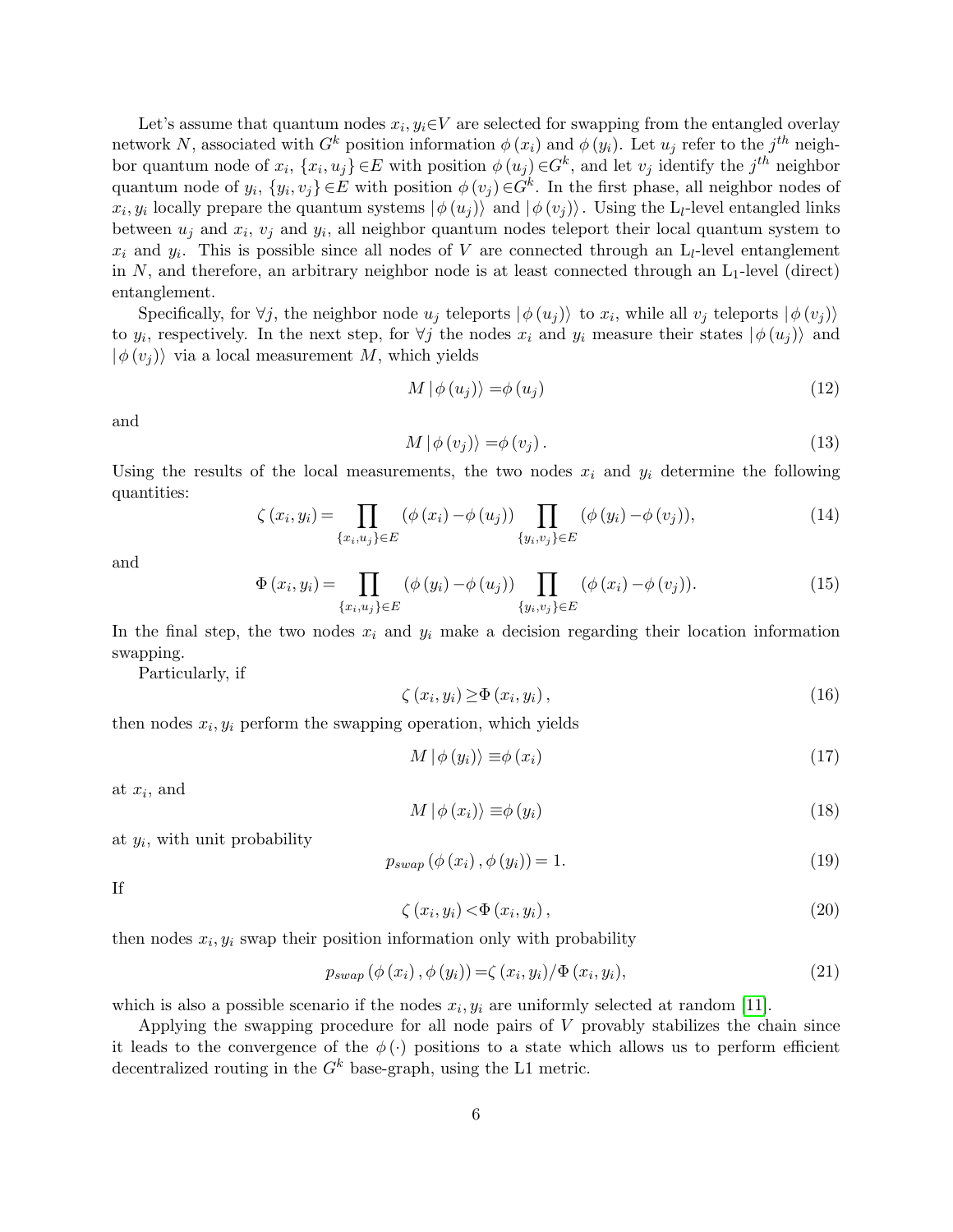Let's assume that quantum nodes $x_i, y_i \in V$ are selected for swapping from the entangled overlay network $N$, associated with $G^k$ position information $\phi(x_i)$ and $\phi(y_i)$. Let $u_j$ refer to the $j^{th}$ neighbor quantum node of $x_i$, $\{x_i, u_j\} \in E$ with position $\phi(u_j) \in G^k$, and let $v_j$ identify the $j^{th}$ neighbor quantum node of $y_i$, $\{y_i, v_j\} \in E$ with position $\phi(v_j) \in G^k$. In the first phase, all neighbor nodes of $x_i, y_i$ locally prepare the quantum systems $|\phi(u_j)\rangle$ and $|\phi(v_j)\rangle$. Using the $\mathrm{L}_l$-level entangled links between $u_j$ and $x_i$, $v_j$ and $y_i$, all neighbor quantum nodes teleport their local quantum system to $x_i$ and $y_i$. This is possible since all nodes of $V$ are connected through an $\mathrm{L}_l$-level entanglement in $N$, and therefore, an arbitrary neighbor node is at least connected through an $\mathrm{L}_1$-level (direct) entanglement.

Specifically, for $\forall j$, the neighbor node $u_j$ teleports $|\phi(u_j)\rangle$ to $x_i$, while all $v_j$ teleports $|\phi(v_j)\rangle$ to $y_i$, respectively. In the next step, for $\forall j$ the nodes $x_i$ and $y_i$ measure their states $|\phi(u_j)\rangle$ and $|\phi(v_j)\rangle$ via a local measurement $M$, which yields

$$M|\phi(u_j)\rangle = \phi(u_j) \tag{12}$$

and

$$M|\phi(v_j)\rangle = \phi(v_j). \tag{13}$$

Using the results of the local measurements, the two nodes $x_i$ and $y_i$ determine the following quantities:

$$\zeta(x_i, y_i) = \prod_{\{x_i, u_j\} \in E} (\phi(x_i) - \phi(u_j)) \prod_{\{y_i, v_j\} \in E} (\phi(y_i) - \phi(v_j)), \tag{14}$$

and

$$\Phi(x_i, y_i) = \prod_{\{x_i, u_j\} \in E} (\phi(y_i) - \phi(u_j)) \prod_{\{y_i, v_j\} \in E} (\phi(x_i) - \phi(v_j)). \tag{15}$$

In the final step, the two nodes $x_i$ and $y_i$ make a decision regarding their location information swapping.

Particularly, if

$$\zeta(x_i, y_i) \geq \Phi(x_i, y_i), \tag{16}$$

then nodes $x_i, y_i$ perform the swapping operation, which yields

$$M|\phi(y_i)\rangle \equiv \phi(x_i) \tag{17}$$

at $x_i$, and

$$M|\phi(x_i)\rangle \equiv \phi(y_i) \tag{18}$$

at $y_i$, with unit probability

$$p_{swap}(\phi(x_i), \phi(y_i)) = 1. \tag{19}$$

If

$$\zeta(x_i, y_i) < \Phi(x_i, y_i), \tag{20}$$

then nodes $x_i, y_i$ swap their position information only with probability

$$p_{swap}(\phi(x_i), \phi(y_i)) = \zeta(x_i, y_i) / \Phi(x_i, y_i), \tag{21}$$

which is also a possible scenario if the nodes $x_i, y_i$ are uniformly selected at random [11].

Applying the swapping procedure for all node pairs of $V$ provably stabilizes the chain since it leads to the convergence of the $\phi(\cdot)$ positions to a state which allows us to perform efficient decentralized routing in the $G^k$ base-graph, using the L1 metric.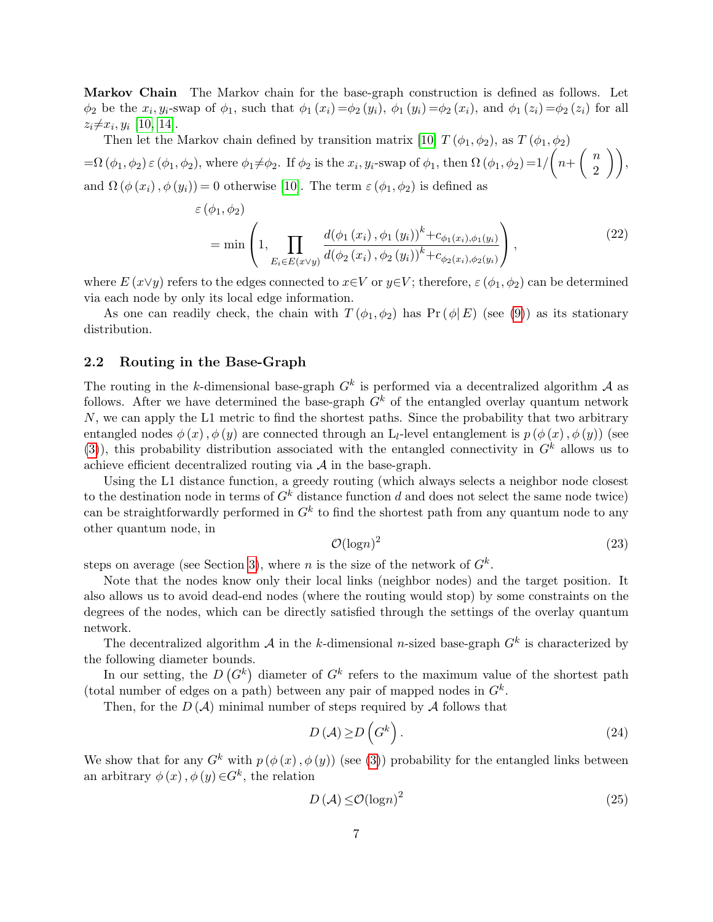**Markov Chain** The Markov chain for the base-graph construction is defined as follows. Let $\phi_2$ be the $x_i, y_i$-swap of $\phi_1$, such that $\phi_1(x_i) = \phi_2(y_i)$, $\phi_1(y_i) = \phi_2(x_i)$, and $\phi_1(z_i) = \phi_2(z_i)$ for all $z_i \neq x_i, y_i$ [10, 14].

Then let the Markov chain defined by transition matrix [10] $T(\phi_1, \phi_2)$, as $T(\phi_1, \phi_2)$ $= \Omega(\phi_1, \phi_2)\,\varepsilon(\phi_1, \phi_2)$, where $\phi_1 \neq \phi_2$. If $\phi_2$ is the $x_i, y_i$-swap of $\phi_1$, then $\Omega(\phi_1, \phi_2) = 1/\left(n + \binom{n}{2}\right)$, and $\Omega(\phi(x_i), \phi(y_i)) = 0$ otherwise [10]. The term $\varepsilon(\phi_1, \phi_2)$ is defined as

$$
\begin{aligned}
&\varepsilon(\phi_1, \phi_2) \\
&= \min\left(1, \prod_{E_i \in E(x \vee y)} \frac{d(\phi_1(x_i), \phi_1(y_i))^k + c_{\phi_1(x_i), \phi_1(y_i)}}{d(\phi_2(x_i), \phi_2(y_i))^k + c_{\phi_2(x_i), \phi_2(y_i)}}\right),
\end{aligned}
\tag{22}
$$

where $E(x \vee y)$ refers to the edges connected to $x \in V$ or $y \in V$; therefore, $\varepsilon(\phi_1, \phi_2)$ can be determined via each node by only its local edge information.

As one can readily check, the chain with $T(\phi_1, \phi_2)$ has $\Pr(\phi | E)$ (see (9)) as its stationary distribution.

## 2.2 Routing in the Base-Graph

The routing in the $k$-dimensional base-graph $G^k$ is performed via a decentralized algorithm $\mathcal{A}$ as follows. After we have determined the base-graph $G^k$ of the entangled overlay quantum network $N$, we can apply the L1 metric to find the shortest paths. Since the probability that two arbitrary entangled nodes $\phi(x), \phi(y)$ are connected through an $\mathrm{L}_l$-level entanglement is $p(\phi(x), \phi(y))$ (see (3)), this probability distribution associated with the entangled connectivity in $G^k$ allows us to achieve efficient decentralized routing via $\mathcal{A}$ in the base-graph.

Using the L1 distance function, a greedy routing (which always selects a neighbor node closest to the destination node in terms of $G^k$ distance function $d$ and does not select the same node twice) can be straightforwardly performed in $G^k$ to find the shortest path from any quantum node to any other quantum node, in

$$
\mathcal{O}(\log n)^2 \tag{23}
$$

steps on average (see Section 3), where $n$ is the size of the network of $G^k$.

Note that the nodes know only their local links (neighbor nodes) and the target position. It also allows us to avoid dead-end nodes (where the routing would stop) by some constraints on the degrees of the nodes, which can be directly satisfied through the settings of the overlay quantum network.

The decentralized algorithm $\mathcal{A}$ in the $k$-dimensional $n$-sized base-graph $G^k$ is characterized by the following diameter bounds.

In our setting, the $D(G^k)$ diameter of $G^k$ refers to the maximum value of the shortest path (total number of edges on a path) between any pair of mapped nodes in $G^k$.

Then, for the $D(\mathcal{A})$ minimal number of steps required by $\mathcal{A}$ follows that

$$
D(\mathcal{A}) \geq D\left(G^k\right). \tag{24}
$$

We show that for any $G^k$ with $p(\phi(x), \phi(y))$ (see (3)) probability for the entangled links between an arbitrary $\phi(x), \phi(y) \in G^k$, the relation

$$
D(\mathcal{A}) \leq \mathcal{O}(\log n)^2 \tag{25}
$$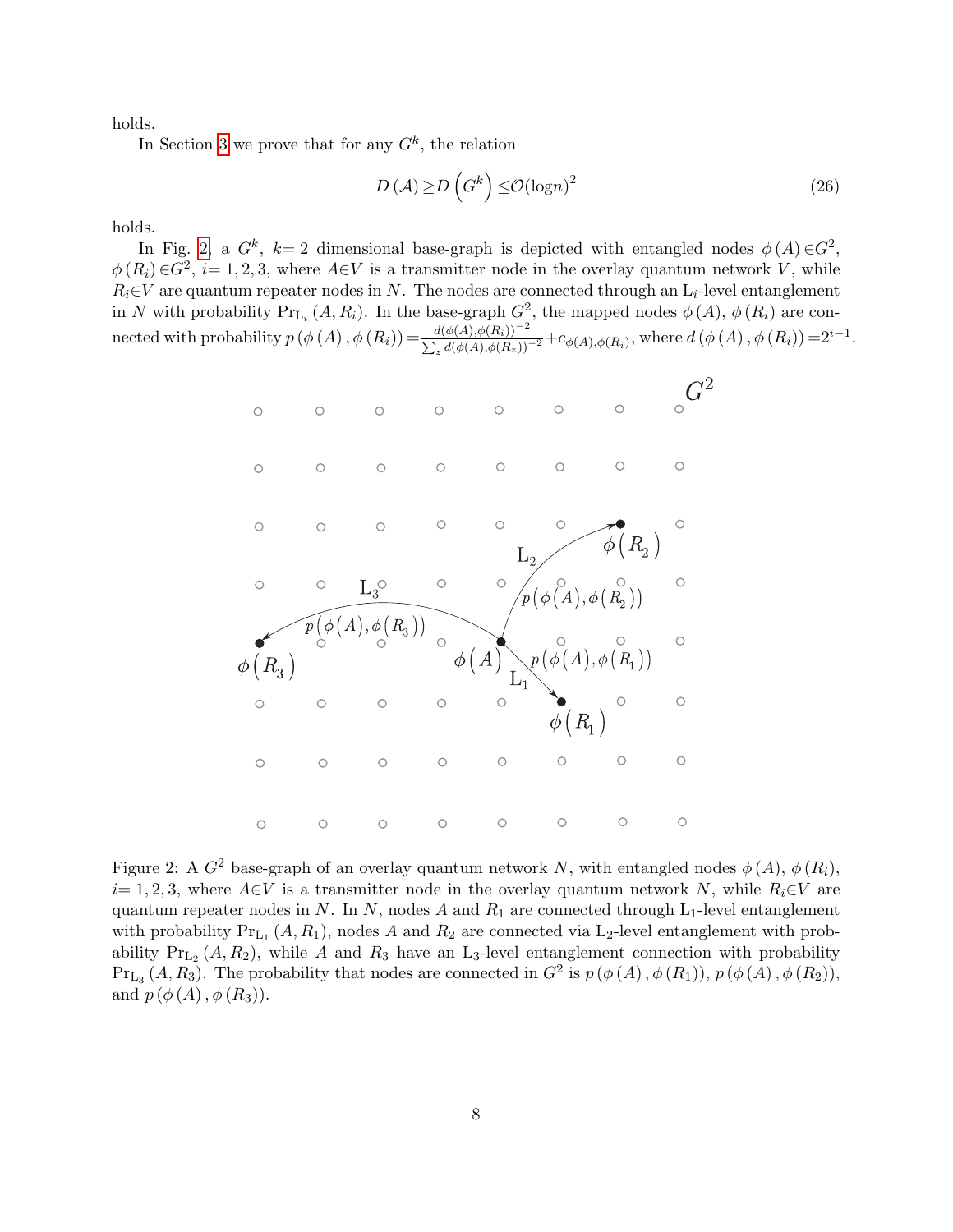holds.

In Section 3 we prove that for any $G^k$, the relation

$$D(\mathcal{A}) \geq D\left(G^k\right) \leq \mathcal{O}(\log n)^2 \tag{26}$$

holds.

In Fig. 2, a $G^k$, $k=2$ dimensional base-graph is depicted with entangled nodes $\phi(A) \in G^2$, $\phi(R_i) \in G^2$, $i=1,2,3$, where $A \in V$ is a transmitter node in the overlay quantum network $V$, while $R_i \in V$ are quantum repeater nodes in $N$. The nodes are connected through an $\mathrm{L}_i$-level entanglement in $N$ with probability $\Pr_{\mathrm{L}_i}(A, R_i)$. In the base-graph $G^2$, the mapped nodes $\phi(A)$, $\phi(R_i)$ are connected with probability $p(\phi(A), \phi(R_i)) = \frac{d(\phi(A), \phi(R_i))^{-2}}{\sum_z d(\phi(A), \phi(R_z))^{-2}} + c_{\phi(A), \phi(R_i)}$, where $d(\phi(A), \phi(R_i)) = 2^{i-1}$.

Figure 2: A $G^2$ base-graph of an overlay quantum network $N$, with entangled nodes $\phi(A)$, $\phi(R_i)$, $i=1,2,3$, where $A \in V$ is a transmitter node in the overlay quantum network $N$, while $R_i \in V$ are quantum repeater nodes in $N$. In $N$, nodes $A$ and $R_1$ are connected through $\mathrm{L}_1$-level entanglement with probability $\Pr_{\mathrm{L}_1}(A, R_1)$, nodes $A$ and $R_2$ are connected via $\mathrm{L}_2$-level entanglement with probability $\Pr_{\mathrm{L}_2}(A, R_2)$, while $A$ and $R_3$ have an $\mathrm{L}_3$-level entanglement connection with probability $\Pr_{\mathrm{L}_3}(A, R_3)$. The probability that nodes are connected in $G^2$ is $p(\phi(A), \phi(R_1))$, $p(\phi(A), \phi(R_2))$, and $p(\phi(A), \phi(R_3))$.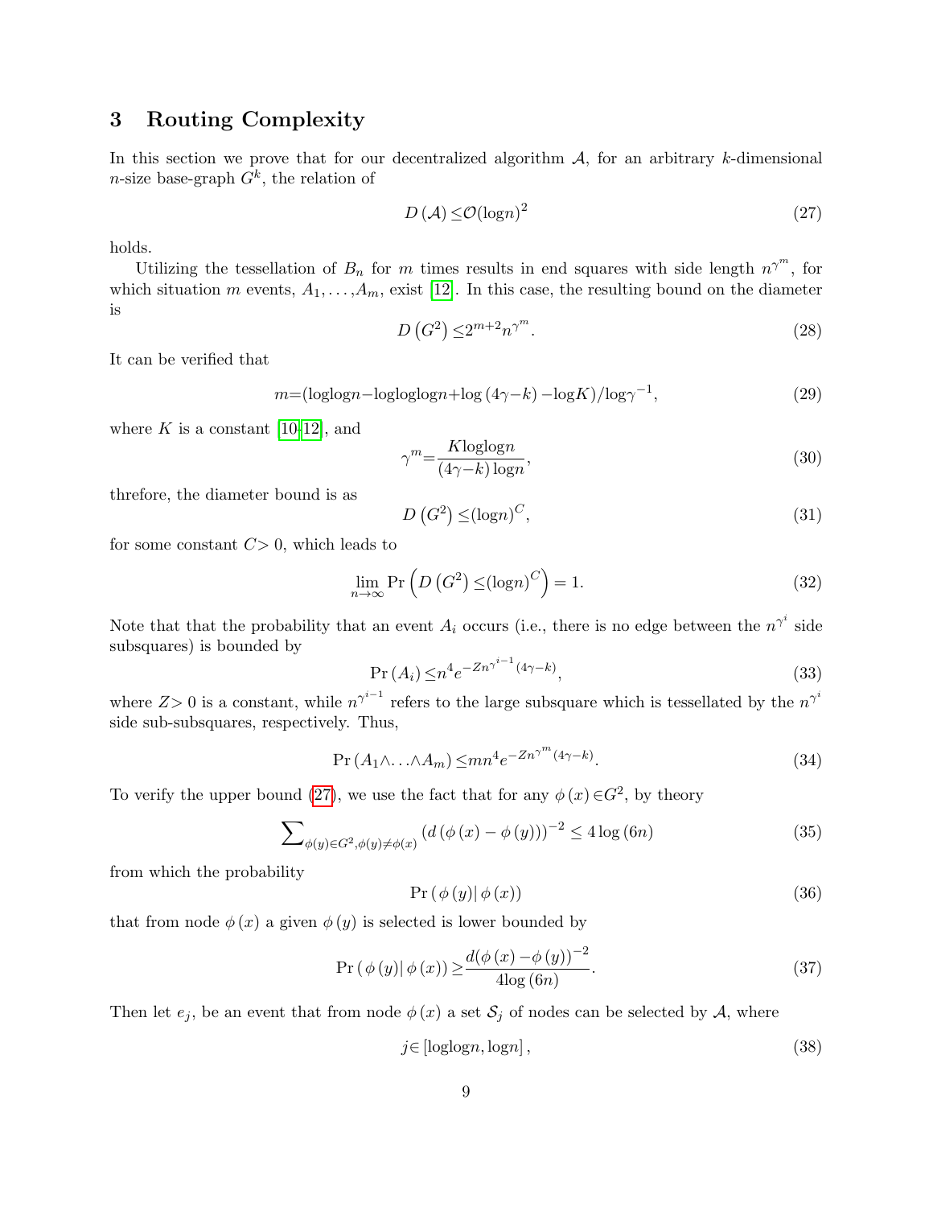## 3 Routing Complexity

In this section we prove that for our decentralized algorithm $\mathcal{A}$, for an arbitrary $k$-dimensional $n$-size base-graph $G^k$, the relation of

$$D(\mathcal{A}) \leq \mathcal{O}(\log n)^2 \tag{27}$$

holds.

Utilizing the tessellation of $B_n$ for $m$ times results in end squares with side length $n^{\gamma^m}$, for which situation $m$ events, $A_1, \ldots, A_m$, exist [12]. In this case, the resulting bound on the diameter is

$$D\left(G^2\right) \leq 2^{m+2} n^{\gamma^m}. \tag{28}$$

It can be verified that

$$m = (\log\log n - \log\log\log n + \log(4\gamma - k) - \log K) / \log\gamma^{-1}, \tag{29}$$

where $K$ is a constant [10-12], and

$$\gamma^m = \frac{K \log\log n}{(4\gamma - k)\log n}, \tag{30}$$

threfore, the diameter bound is as

$$D\left(G^2\right) \leq (\log n)^C, \tag{31}$$

for some constant $C > 0$, which leads to

$$\lim_{n \to \infty} \Pr\left(D\left(G^2\right) \leq (\log n)^C\right) = 1. \tag{32}$$

Note that that the probability that an event $A_i$ occurs (i.e., there is no edge between the $n^{\gamma^i}$ side subsquares) is bounded by

$$\Pr(A_i) \leq n^4 e^{-Z n^{\gamma^{i-1}} (4\gamma - k)}, \tag{33}$$

where $Z > 0$ is a constant, while $n^{\gamma^{i-1}}$ refers to the large subsquare which is tessellated by the $n^{\gamma^i}$ side sub-subsquares, respectively. Thus,

$$\Pr(A_1 \wedge \ldots \wedge A_m) \leq m n^4 e^{-Z n^{\gamma^m} (4\gamma - k)}. \tag{34}$$

To verify the upper bound (27), we use the fact that for any $\phi(x) \in G^2$, by theory

$$\sum\nolimits_{\phi(y) \in G^2, \phi(y) \neq \phi(x)} \left(d\left(\phi(x) - \phi(y)\right)\right)^{-2} \leq 4\log(6n) \tag{35}$$

from which the probability

$$\Pr\left(\phi(y) \middle| \phi(x)\right) \tag{36}$$

that from node $\phi(x)$ a given $\phi(y)$ is selected is lower bounded by

$$\Pr\left(\phi(y) \middle| \phi(x)\right) \geq \frac{d(\phi(x) - \phi(y))^{-2}}{4\log(6n)}. \tag{37}$$

Then let $e_j$, be an event that from node $\phi(x)$ a set $\mathcal{S}_j$ of nodes can be selected by $\mathcal{A}$, where

$$j \in [\log\log n, \log n], \tag{38}$$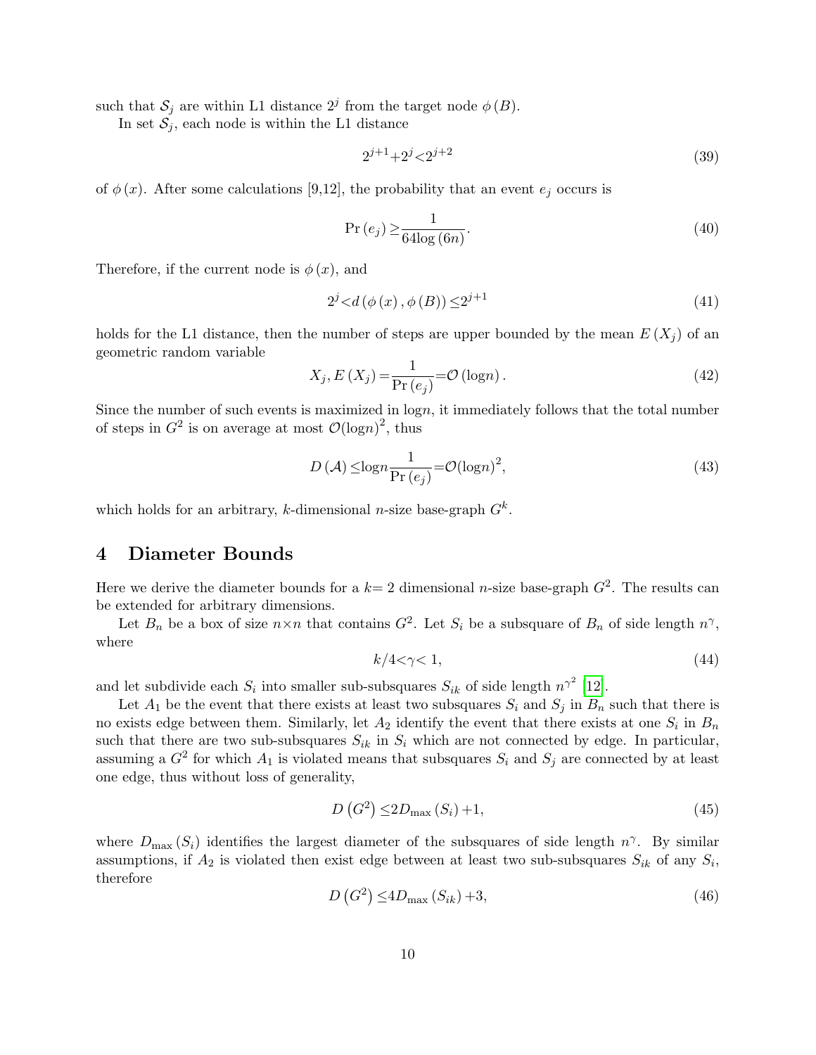such that $\mathcal{S}_j$ are within L1 distance $2^j$ from the target node $\phi(B)$.

In set $\mathcal{S}_j$, each node is within the L1 distance

$$2^{j+1}+2^j<2^{j+2} \tag{39}$$

of $\phi(x)$. After some calculations [9,12], the probability that an event $e_j$ occurs is

$$\Pr(e_j) \geq \frac{1}{64\log(6n)}. \tag{40}$$

Therefore, if the current node is $\phi(x)$, and

$$2^j<d(\phi(x),\phi(B)) \leq 2^{j+1} \tag{41}$$

holds for the L1 distance, then the number of steps are upper bounded by the mean $E(X_j)$ of an geometric random variable

$$X_j, E(X_j)=\frac{1}{\Pr(e_j)}=\mathcal{O}(\log n). \tag{42}$$

Since the number of such events is maximized in $\log n$, it immediately follows that the total number of steps in $G^2$ is on average at most $\mathcal{O}(\log n)^2$, thus

$$D(\mathcal{A}) \leq \log n \frac{1}{\Pr(e_j)}=\mathcal{O}(\log n)^2, \tag{43}$$

which holds for an arbitrary, $k$-dimensional $n$-size base-graph $G^k$.

## 4 Diameter Bounds

Here we derive the diameter bounds for a $k=2$ dimensional $n$-size base-graph $G^2$. The results can be extended for arbitrary dimensions.

Let $B_n$ be a box of size $n \times n$ that contains $G^2$. Let $S_i$ be a subsquare of $B_n$ of side length $n^\gamma$, where

$$k/4<\gamma<1, \tag{44}$$

and let subdivide each $S_i$ into smaller sub-subsquares $S_{ik}$ of side length $n^{\gamma^2}$ [12].

Let $A_1$ be the event that there exists at least two subsquares $S_i$ and $S_j$ in $B_n$ such that there is no exists edge between them. Similarly, let $A_2$ identify the event that there exists at one $S_i$ in $B_n$ such that there are two sub-subsquares $S_{ik}$ in $S_i$ which are not connected by edge. In particular, assuming a $G^2$ for which $A_1$ is violated means that subsquares $S_i$ and $S_j$ are connected by at least one edge, thus without loss of generality,

$$D(G^2) \leq 2D_{\max}(S_i)+1, \tag{45}$$

where $D_{\max}(S_i)$ identifies the largest diameter of the subsquares of side length $n^\gamma$. By similar assumptions, if $A_2$ is violated then exist edge between at least two sub-subsquares $S_{ik}$ of any $S_i$, therefore

$$D(G^2) \leq 4D_{\max}(S_{ik})+3, \tag{46}$$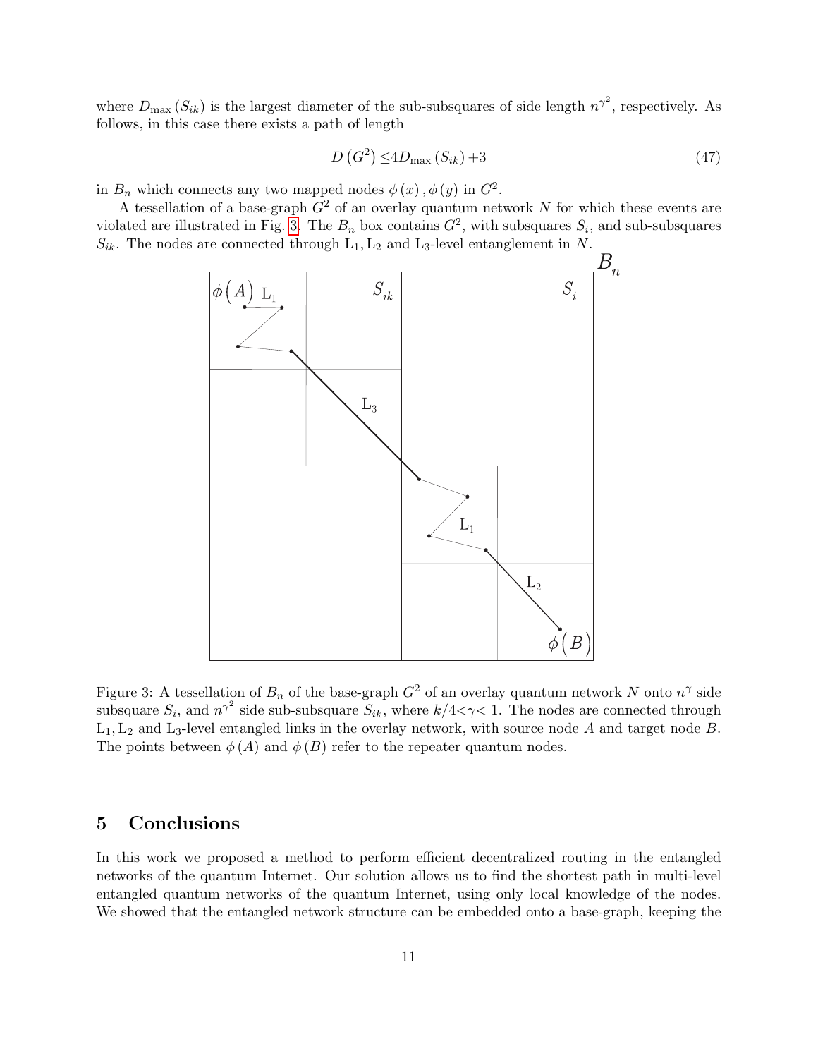where $D_{\max}(S_{ik})$ is the largest diameter of the sub-subsquares of side length $n^{\gamma^2}$, respectively. As follows, in this case there exists a path of length

$$D\left(G^2\right) \leq 4D_{\max}\left(S_{ik}\right) + 3 \tag{47}$$

in $B_n$ which connects any two mapped nodes $\phi(x), \phi(y)$ in $G^2$.

A tessellation of a base-graph $G^2$ of an overlay quantum network $N$ for which these events are violated are illustrated in Fig. 3. The $B_n$ box contains $G^2$, with subsquares $S_i$, and sub-subsquares $S_{ik}$. The nodes are connected through $\mathrm{L}_1, \mathrm{L}_2$ and $\mathrm{L}_3$-level entanglement in $N$.

Figure 3: A tessellation of $B_n$ of the base-graph $G^2$ of an overlay quantum network $N$ onto $n^{\gamma}$ side subsquare $S_i$, and $n^{\gamma^2}$ side sub-subsquare $S_{ik}$, where $k/4<\gamma<1$. The nodes are connected through $\mathrm{L}_1, \mathrm{L}_2$ and $\mathrm{L}_3$-level entangled links in the overlay network, with source node $A$ and target node $B$. The points between $\phi(A)$ and $\phi(B)$ refer to the repeater quantum nodes.

## 5 Conclusions

In this work we proposed a method to perform efficient decentralized routing in the entangled networks of the quantum Internet. Our solution allows us to find the shortest path in multi-level entangled quantum networks of the quantum Internet, using only local knowledge of the nodes. We showed that the entangled network structure can be embedded onto a base-graph, keeping the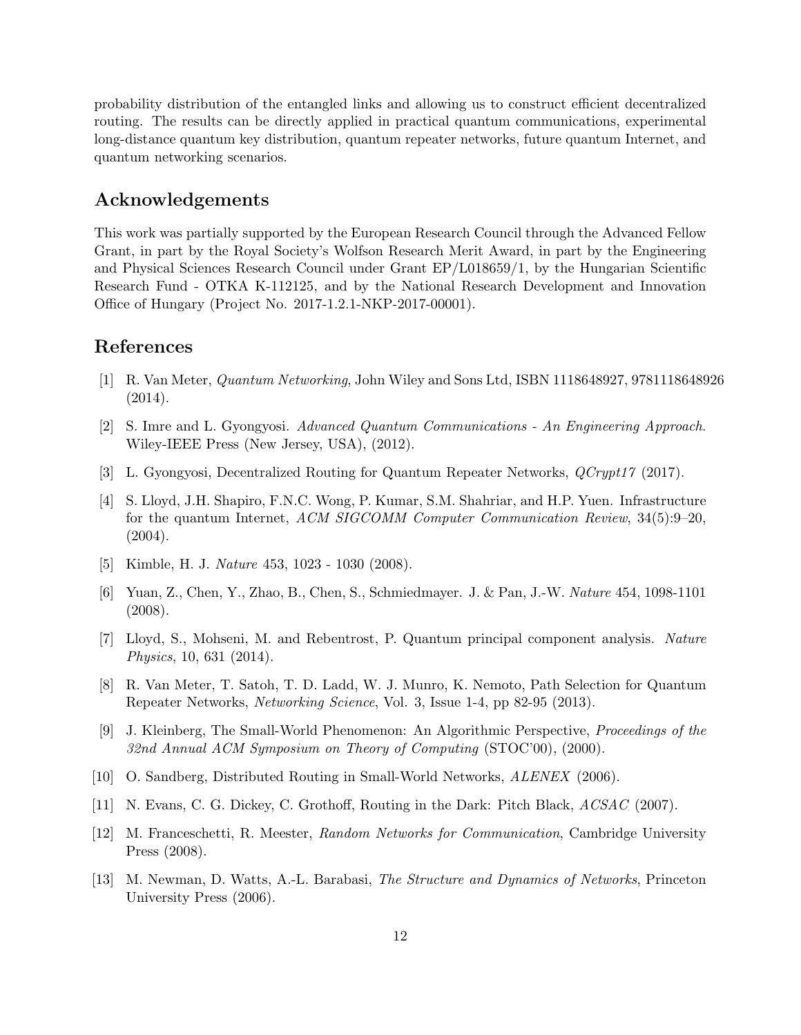probability distribution of the entangled links and allowing us to construct efficient decentralized routing. The results can be directly applied in practical quantum communications, experimental long-distance quantum key distribution, quantum repeater networks, future quantum Internet, and quantum networking scenarios.

## Acknowledgements

This work was partially supported by the European Research Council through the Advanced Fellow Grant, in part by the Royal Society's Wolfson Research Merit Award, in part by the Engineering and Physical Sciences Research Council under Grant EP/L018659/1, by the Hungarian Scientific Research Fund - OTKA K-112125, and by the National Research Development and Innovation Office of Hungary (Project No. 2017-1.2.1-NKP-2017-00001).

## References

[1] R. Van Meter, *Quantum Networking*, John Wiley and Sons Ltd, ISBN 1118648927, 9781118648926 (2014).

[2] S. Imre and L. Gyongyosi. *Advanced Quantum Communications - An Engineering Approach.* Wiley-IEEE Press (New Jersey, USA), (2012).

[3] L. Gyongyosi, Decentralized Routing for Quantum Repeater Networks, *QCrypt17* (2017).

[4] S. Lloyd, J.H. Shapiro, F.N.C. Wong, P. Kumar, S.M. Shahriar, and H.P. Yuen. Infrastructure for the quantum Internet, *ACM SIGCOMM Computer Communication Review*, 34(5):9–20, (2004).

[5] Kimble, H. J. *Nature* 453, 1023 - 1030 (2008).

[6] Yuan, Z., Chen, Y., Zhao, B., Chen, S., Schmiedmayer. J. & Pan, J.-W. *Nature* 454, 1098-1101 (2008).

[7] Lloyd, S., Mohseni, M. and Rebentrost, P. Quantum principal component analysis. *Nature Physics*, 10, 631 (2014).

[8] R. Van Meter, T. Satoh, T. D. Ladd, W. J. Munro, K. Nemoto, Path Selection for Quantum Repeater Networks, *Networking Science*, Vol. 3, Issue 1-4, pp 82-95 (2013).

[9] J. Kleinberg, The Small-World Phenomenon: An Algorithmic Perspective, *Proceedings of the 32nd Annual ACM Symposium on Theory of Computing* (STOC'00), (2000).

[10] O. Sandberg, Distributed Routing in Small-World Networks, *ALENEX* (2006).

[11] N. Evans, C. G. Dickey, C. Grothoff, Routing in the Dark: Pitch Black, *ACSAC* (2007).

[12] M. Franceschetti, R. Meester, *Random Networks for Communication*, Cambridge University Press (2008).

[13] M. Newman, D. Watts, A.-L. Barabasi, *The Structure and Dynamics of Networks*, Princeton University Press (2006).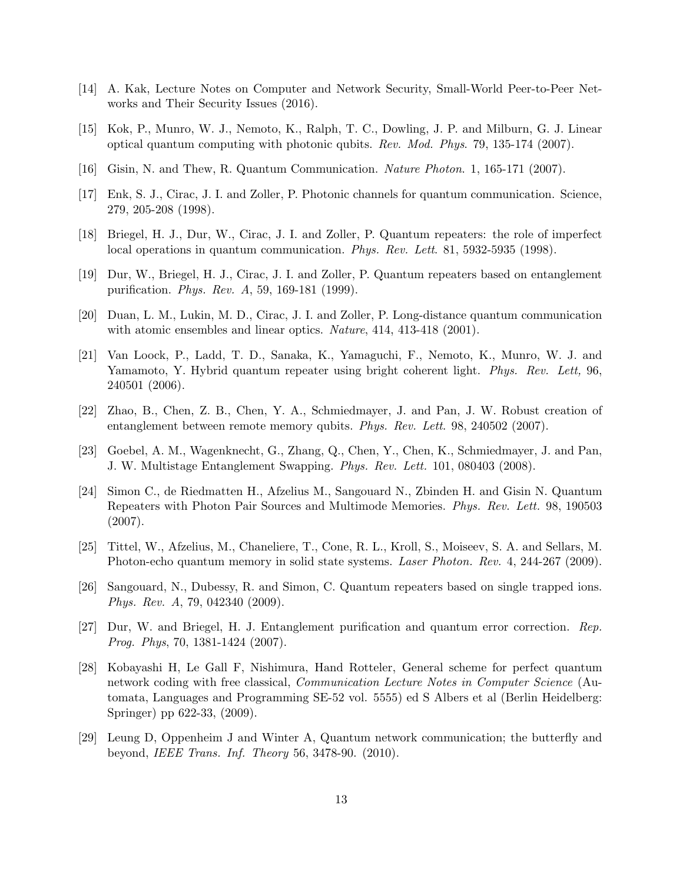[14] A. Kak, Lecture Notes on Computer and Network Security, Small-World Peer-to-Peer Networks and Their Security Issues (2016).

[15] Kok, P., Munro, W. J., Nemoto, K., Ralph, T. C., Dowling, J. P. and Milburn, G. J. Linear optical quantum computing with photonic qubits. *Rev. Mod. Phys.* 79, 135-174 (2007).

[16] Gisin, N. and Thew, R. Quantum Communication. *Nature Photon.* 1, 165-171 (2007).

[17] Enk, S. J., Cirac, J. I. and Zoller, P. Photonic channels for quantum communication. Science, 279, 205-208 (1998).

[18] Briegel, H. J., Dur, W., Cirac, J. I. and Zoller, P. Quantum repeaters: the role of imperfect local operations in quantum communication. *Phys. Rev. Lett.* 81, 5932-5935 (1998).

[19] Dur, W., Briegel, H. J., Cirac, J. I. and Zoller, P. Quantum repeaters based on entanglement purification. *Phys. Rev. A*, 59, 169-181 (1999).

[20] Duan, L. M., Lukin, M. D., Cirac, J. I. and Zoller, P. Long-distance quantum communication with atomic ensembles and linear optics. *Nature*, 414, 413-418 (2001).

[21] Van Loock, P., Ladd, T. D., Sanaka, K., Yamaguchi, F., Nemoto, K., Munro, W. J. and Yamamoto, Y. Hybrid quantum repeater using bright coherent light. *Phys. Rev. Lett,* 96, 240501 (2006).

[22] Zhao, B., Chen, Z. B., Chen, Y. A., Schmiedmayer, J. and Pan, J. W. Robust creation of entanglement between remote memory qubits. *Phys. Rev. Lett.* 98, 240502 (2007).

[23] Goebel, A. M., Wagenknecht, G., Zhang, Q., Chen, Y., Chen, K., Schmiedmayer, J. and Pan, J. W. Multistage Entanglement Swapping. *Phys. Rev. Lett.* 101, 080403 (2008).

[24] Simon C., de Riedmatten H., Afzelius M., Sangouard N., Zbinden H. and Gisin N. Quantum Repeaters with Photon Pair Sources and Multimode Memories. *Phys. Rev. Lett.* 98, 190503 (2007).

[25] Tittel, W., Afzelius, M., Chaneliere, T., Cone, R. L., Kroll, S., Moiseev, S. A. and Sellars, M. Photon-echo quantum memory in solid state systems. *Laser Photon. Rev.* 4, 244-267 (2009).

[26] Sangouard, N., Dubessy, R. and Simon, C. Quantum repeaters based on single trapped ions. *Phys. Rev. A*, 79, 042340 (2009).

[27] Dur, W. and Briegel, H. J. Entanglement purification and quantum error correction. *Rep. Prog. Phys*, 70, 1381-1424 (2007).

[28] Kobayashi H, Le Gall F, Nishimura, Hand Rotteler, General scheme for perfect quantum network coding with free classical, *Communication Lecture Notes in Computer Science* (Automata, Languages and Programming SE-52 vol. 5555) ed S Albers et al (Berlin Heidelberg: Springer) pp 622-33, (2009).

[29] Leung D, Oppenheim J and Winter A, Quantum network communication; the butterfly and beyond, *IEEE Trans. Inf. Theory* 56, 3478-90. (2010).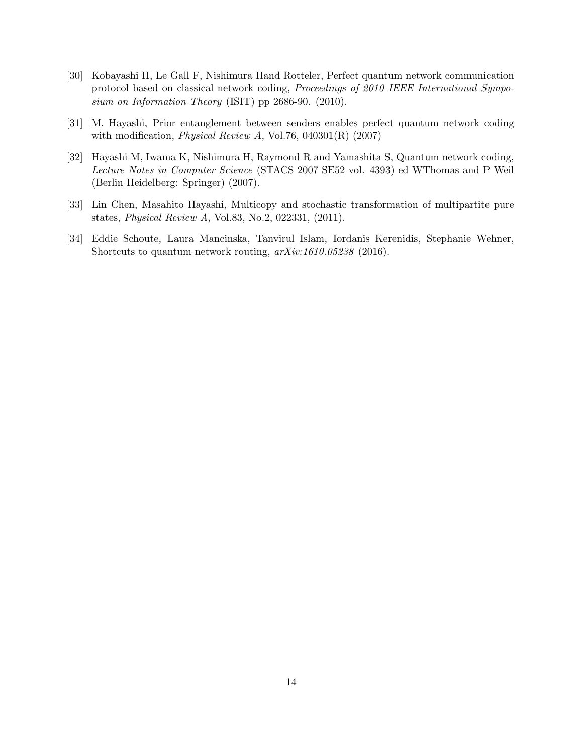[30] Kobayashi H, Le Gall F, Nishimura Hand Rotteler, Perfect quantum network communication protocol based on classical network coding, *Proceedings of 2010 IEEE International Symposium on Information Theory* (ISIT) pp 2686-90. (2010).

[31] M. Hayashi, Prior entanglement between senders enables perfect quantum network coding with modification, *Physical Review A*, Vol.76, 040301(R) (2007)

[32] Hayashi M, Iwama K, Nishimura H, Raymond R and Yamashita S, Quantum network coding, *Lecture Notes in Computer Science* (STACS 2007 SE52 vol. 4393) ed WThomas and P Weil (Berlin Heidelberg: Springer) (2007).

[33] Lin Chen, Masahito Hayashi, Multicopy and stochastic transformation of multipartite pure states, *Physical Review A*, Vol.83, No.2, 022331, (2011).

[34] Eddie Schoute, Laura Mancinska, Tanvirul Islam, Iordanis Kerenidis, Stephanie Wehner, Shortcuts to quantum network routing, *arXiv:1610.05238* (2016).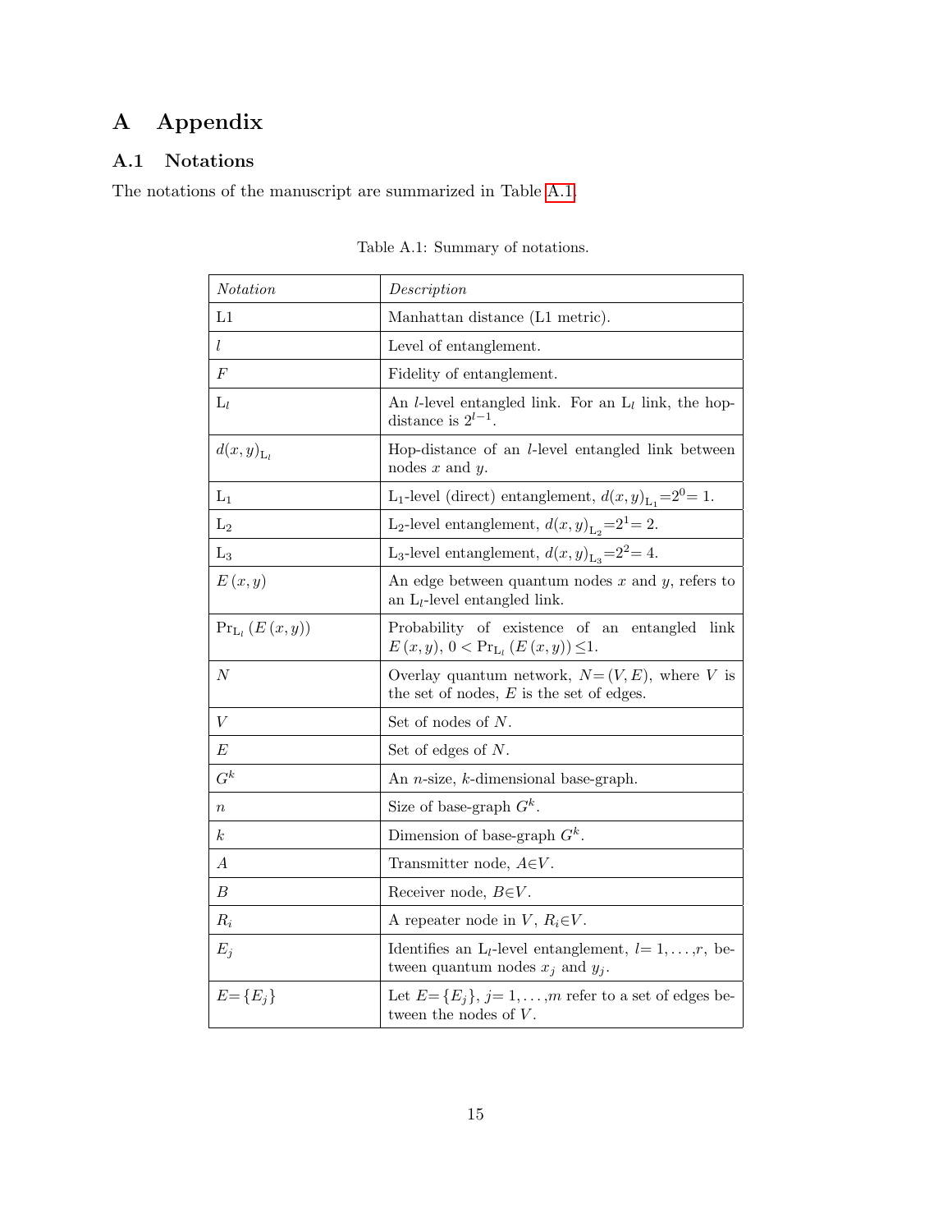# A Appendix

## A.1 Notations

The notations of the manuscript are summarized in Table A.1.

Table A.1: Summary of notations.

| *Notation* | *Description* |
|---|---|
| L1 | Manhattan distance (L1 metric). |
| $l$ | Level of entanglement. |
| $F$ | Fidelity of entanglement. |
| $\mathrm{L}_l$ | An $l$-level entangled link. For an $\mathrm{L}_l$ link, the hop-distance is $2^{l-1}$. |
| $d(x,y)_{\mathrm{L}_l}$ | Hop-distance of an $l$-level entangled link between nodes $x$ and $y$. |
| $\mathrm{L}_1$ | $\mathrm{L}_1$-level (direct) entanglement, $d(x,y)_{\mathrm{L}_1}=2^0=1$. |
| $\mathrm{L}_2$ | $\mathrm{L}_2$-level entanglement, $d(x,y)_{\mathrm{L}_2}=2^1=2$. |
| $\mathrm{L}_3$ | $\mathrm{L}_3$-level entanglement, $d(x,y)_{\mathrm{L}_3}=2^2=4$. |
| $E(x,y)$ | An edge between quantum nodes $x$ and $y$, refers to an $\mathrm{L}_l$-level entangled link. |
| $\Pr_{\mathrm{L}_l}(E(x,y))$ | Probability of existence of an entangled link $E(x,y)$, $0<\Pr_{\mathrm{L}_l}(E(x,y))\leq 1$. |
| $N$ | Overlay quantum network, $N=(V,E)$, where $V$ is the set of nodes, $E$ is the set of edges. |
| $V$ | Set of nodes of $N$. |
| $E$ | Set of edges of $N$. |
| $G^k$ | An $n$-size, $k$-dimensional base-graph. |
| $n$ | Size of base-graph $G^k$. |
| $k$ | Dimension of base-graph $G^k$. |
| $A$ | Transmitter node, $A\in V$. |
| $B$ | Receiver node, $B\in V$. |
| $R_i$ | A repeater node in $V$, $R_i\in V$. |
| $E_j$ | Identifies an $\mathrm{L}_l$-level entanglement, $l=1,\ldots,r$, between quantum nodes $x_j$ and $y_j$. |
| $E=\{E_j\}$ | Let $E=\{E_j\}$, $j=1,\ldots,m$ refer to a set of edges between the nodes of $V$. |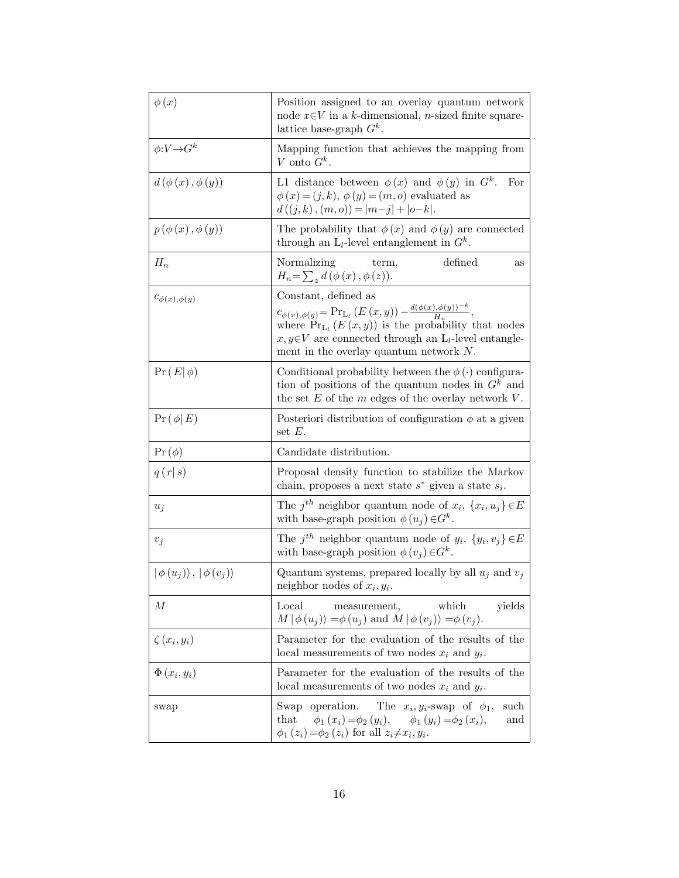| | |
|---|---|
| $\phi(x)$ | Position assigned to an overlay quantum network node $x \in V$ in a $k$-dimensional, $n$-sized finite square-lattice base-graph $G^k$. |
| $\phi: V \to G^k$ | Mapping function that achieves the mapping from $V$ onto $G^k$. |
| $d(\phi(x), \phi(y))$ | L1 distance between $\phi(x)$ and $\phi(y)$ in $G^k$. For $\phi(x) = (j,k)$, $\phi(y) = (m,o)$ evaluated as $d((j,k),(m,o)) = \lvert m-j \rvert + \lvert o-k \rvert$. |
| $p(\phi(x), \phi(y))$ | The probability that $\phi(x)$ and $\phi(y)$ are connected through an $\mathrm{L}_l$-level entanglement in $G^k$. |
| $H_n$ | Normalizing term, defined as $H_n = \sum_z d(\phi(x), \phi(z))$. |
| $c_{\phi(x),\phi(y)}$ | Constant, defined as $c_{\phi(x),\phi(y)} = \Pr_{\mathrm{L}_l}(E(x,y)) - \frac{d(\phi(x),\phi(y))^{-k}}{H_n}$, where $\Pr_{\mathrm{L}_l}(E(x,y))$ is the probability that nodes $x, y \in V$ are connected through an $\mathrm{L}_l$-level entanglement in the overlay quantum network $N$. |
| $\Pr(E \mid \phi)$ | Conditional probability between the $\phi(\cdot)$ configuration of positions of the quantum nodes in $G^k$ and the set $E$ of the $m$ edges of the overlay network $V$. |
| $\Pr(\phi \mid E)$ | Posteriori distribution of configuration $\phi$ at a given set $E$. |
| $\Pr(\phi)$ | Candidate distribution. |
| $q(r \mid s)$ | Proposal density function to stabilize the Markov chain, proposes a next state $s^*$ given a state $s_i$. |
| $u_j$ | The $j^{th}$ neighbor quantum node of $x_i$, $\{x_i, u_j\} \in E$ with base-graph position $\phi(u_j) \in G^k$. |
| $v_j$ | The $j^{th}$ neighbor quantum node of $y_i$, $\{y_i, v_j\} \in E$ with base-graph position $\phi(v_j) \in G^k$. |
| $\lvert \phi(u_j) \rangle$, $\lvert \phi(v_j) \rangle$ | Quantum systems, prepared locally by all $u_j$ and $v_j$ neighbor nodes of $x_i, y_i$. |
| $M$ | Local measurement, which yields $M \lvert \phi(u_j) \rangle = \phi(u_j)$ and $M \lvert \phi(v_j) \rangle = \phi(v_j)$. |
| $\zeta(x_i, y_i)$ | Parameter for the evaluation of the results of the local measurements of two nodes $x_i$ and $y_i$. |
| $\Phi(x_i, y_i)$ | Parameter for the evaluation of the results of the local measurements of two nodes $x_i$ and $y_i$. |
| swap | Swap operation. The $x_i, y_i$-swap of $\phi_1$, such that $\phi_1(x_i) = \phi_2(y_i)$, $\phi_1(y_i) = \phi_2(x_i)$, and $\phi_1(z_i) = \phi_2(z_i)$ for all $z_i \neq x_i, y_i$. |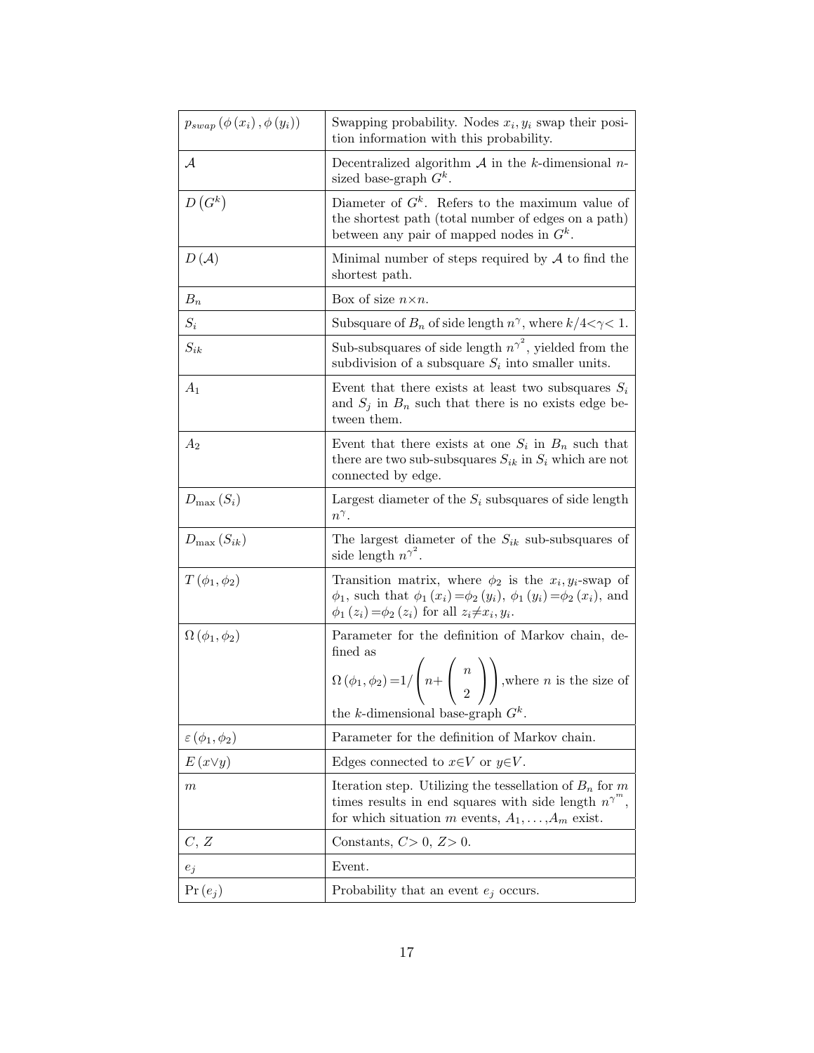| | |
|---|---|
| $p_{swap}(\phi(x_i), \phi(y_i))$ | Swapping probability. Nodes $x_i, y_i$ swap their position information with this probability. |
| $\mathcal{A}$ | Decentralized algorithm $\mathcal{A}$ in the $k$-dimensional $n$-sized base-graph $G^k$. |
| $D(G^k)$ | Diameter of $G^k$. Refers to the maximum value of the shortest path (total number of edges on a path) between any pair of mapped nodes in $G^k$. |
| $D(\mathcal{A})$ | Minimal number of steps required by $\mathcal{A}$ to find the shortest path. |
| $B_n$ | Box of size $n \times n$. |
| $S_i$ | Subsquare of $B_n$ of side length $n^{\gamma}$, where $k/4 < \gamma < 1$. |
| $S_{ik}$ | Sub-subsquares of side length $n^{\gamma^2}$, yielded from the subdivision of a subsquare $S_i$ into smaller units. |
| $A_1$ | Event that there exists at least two subsquares $S_i$ and $S_j$ in $B_n$ such that there is no exists edge between them. |
| $A_2$ | Event that there exists at one $S_i$ in $B_n$ such that there are two sub-subsquares $S_{ik}$ in $S_i$ which are not connected by edge. |
| $D_{\max}(S_i)$ | Largest diameter of the $S_i$ subsquares of side length $n^{\gamma}$. |
| $D_{\max}(S_{ik})$ | The largest diameter of the $S_{ik}$ sub-subsquares of side length $n^{\gamma^2}$. |
| $T(\phi_1, \phi_2)$ | Transition matrix, where $\phi_2$ is the $x_i, y_i$-swap of $\phi_1$, such that $\phi_1(x_i) = \phi_2(y_i)$, $\phi_1(y_i) = \phi_2(x_i)$, and $\phi_1(z_i) = \phi_2(z_i)$ for all $z_i \neq x_i, y_i$. |
| $\Omega(\phi_1, \phi_2)$ | Parameter for the definition of Markov chain, defined as $\Omega(\phi_1, \phi_2) = 1/\left(n + \binom{n}{2}\right)$, where $n$ is the size of the $k$-dimensional base-graph $G^k$. |
| $\varepsilon(\phi_1, \phi_2)$ | Parameter for the definition of Markov chain. |
| $E(x \vee y)$ | Edges connected to $x \in V$ or $y \in V$. |
| $m$ | Iteration step. Utilizing the tessellation of $B_n$ for $m$ times results in end squares with side length $n^{\gamma^m}$, for which situation $m$ events, $A_1, \ldots, A_m$ exist. |
| $C$, $Z$ | Constants, $C > 0$, $Z > 0$. |
| $e_j$ | Event. |
| $\Pr(e_j)$ | Probability that an event $e_j$ occurs. |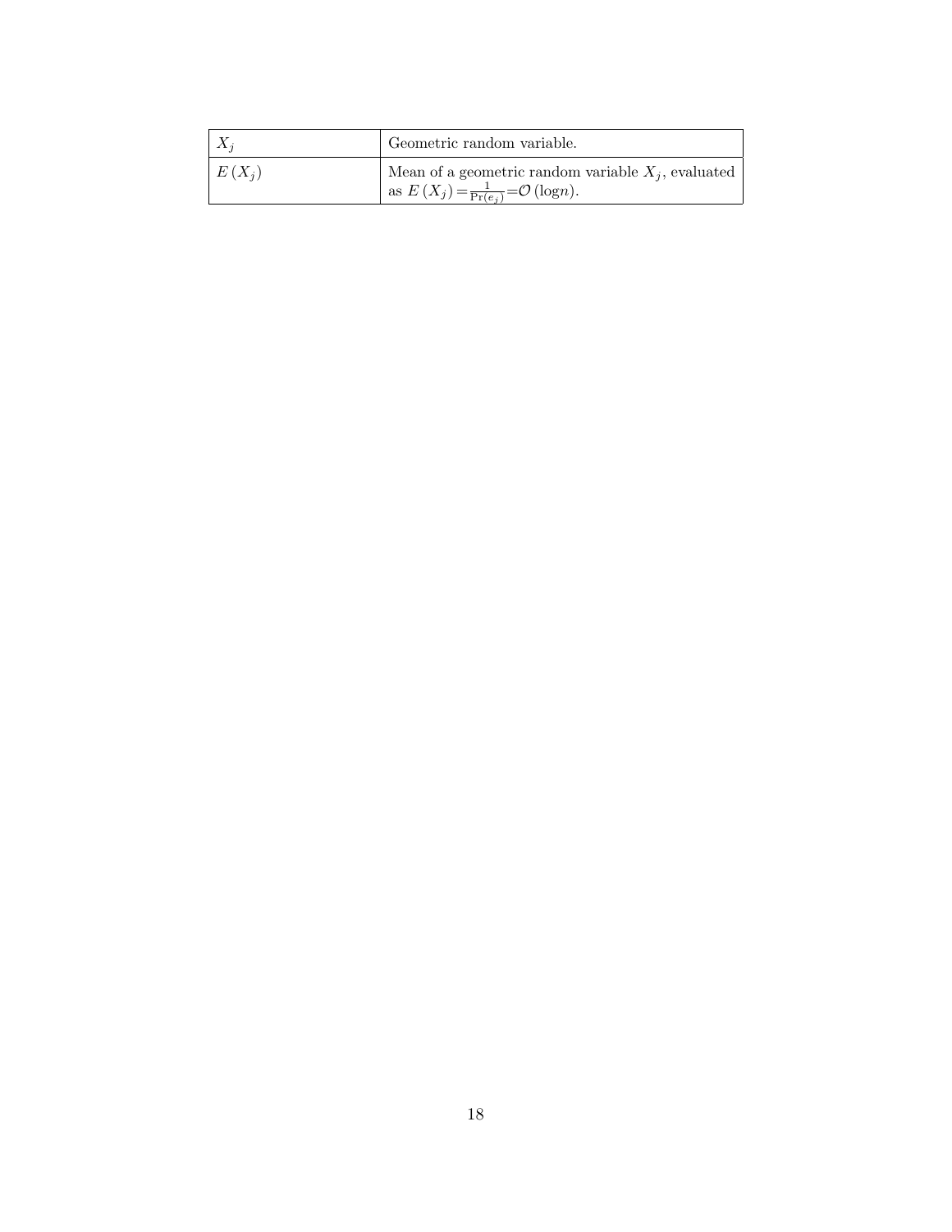| | |
|---|---|
| $X_j$ | Geometric random variable. |
| $E(X_j)$ | Mean of a geometric random variable $X_j$, evaluated as $E(X_j) = \frac{1}{\Pr(e_j)} = \mathcal{O}(\log n)$. |